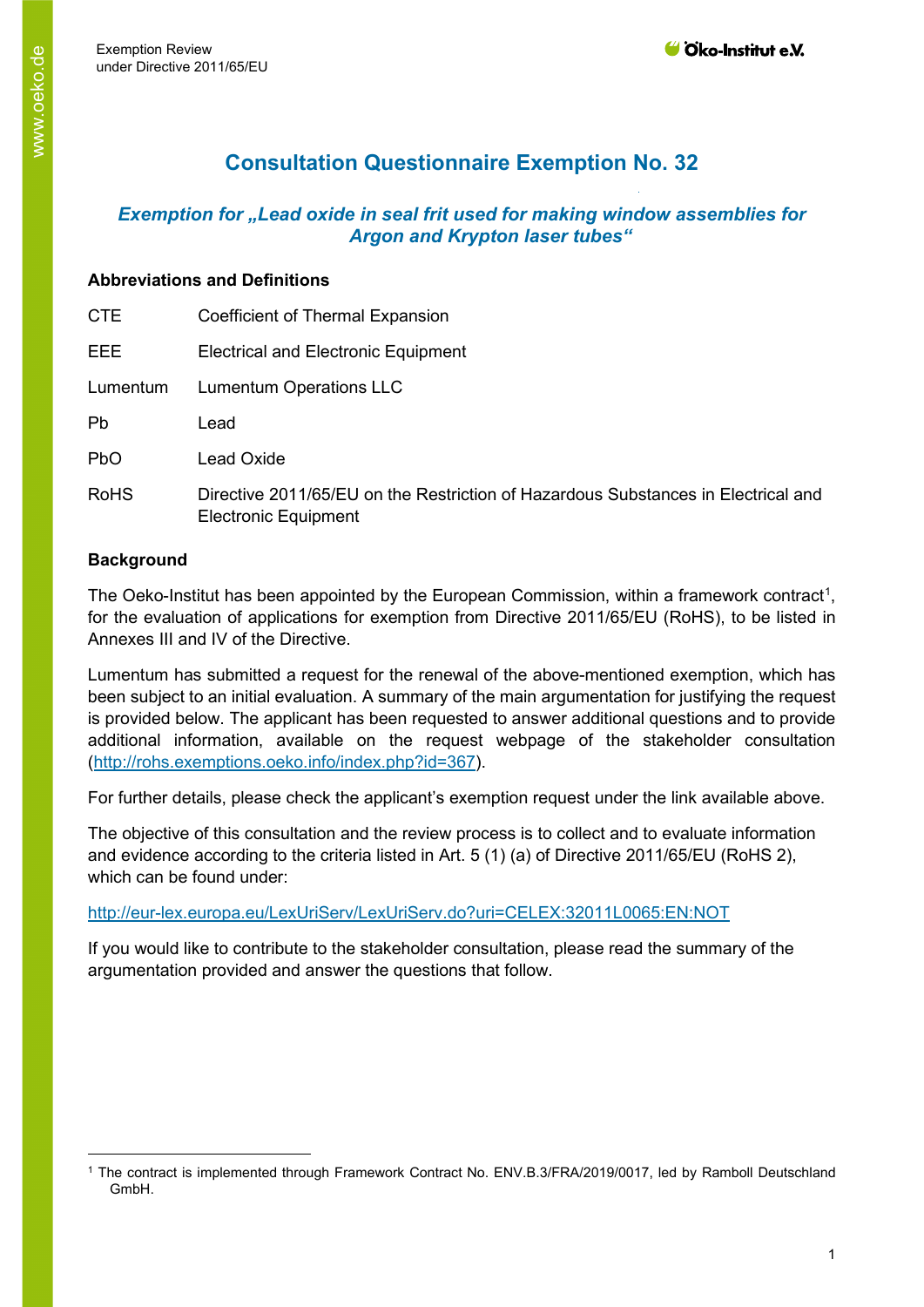# Consultation Questionnaire Exemption No. 32

## *Exemption for „Lead oxide in seal frit used for making window assemblies for Argon and Krypton laser tubes“*

### Abbreviations and Definitions

| | |
|---|---|
| CTE | Coefficient of Thermal Expansion |
| EEE | Electrical and Electronic Equipment |
| Lumentum | Lumentum Operations LLC |
| Pb | Lead |
| PbO | Lead Oxide |
| RoHS | Directive 2011/65/EU on the Restriction of Hazardous Substances in Electrical and Electronic Equipment |

### Background

The Oeko-Institut has been appointed by the European Commission, within a framework contract[1], for the evaluation of applications for exemption from Directive 2011/65/EU (RoHS), to be listed in Annexes III and IV of the Directive.

Lumentum has submitted a request for the renewal of the above-mentioned exemption, which has been subject to an initial evaluation. A summary of the main argumentation for justifying the request is provided below. The applicant has been requested to answer additional questions and to provide additional information, available on the request webpage of the stakeholder consultation (http://rohs.exemptions.oeko.info/index.php?id=367).

For further details, please check the applicant's exemption request under the link available above.

The objective of this consultation and the review process is to collect and to evaluate information and evidence according to the criteria listed in Art. 5 (1) (a) of Directive 2011/65/EU (RoHS 2), which can be found under:

http://eur-lex.europa.eu/LexUriServ/LexUriServ.do?uri=CELEX:32011L0065:EN:NOT

If you would like to contribute to the stakeholder consultation, please read the summary of the argumentation provided and answer the questions that follow.

[1] The contract is implemented through Framework Contract No. ENV.B.3/FRA/2019/0017, led by Ramboll Deutschland GmbH.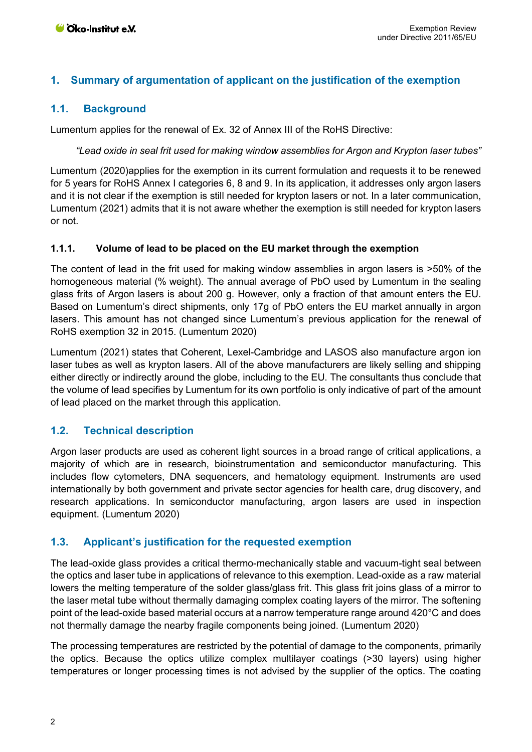# 1. Summary of argumentation of applicant on the justification of the exemption

## 1.1. Background

Lumentum applies for the renewal of Ex. 32 of Annex III of the RoHS Directive:

> *"Lead oxide in seal frit used for making window assemblies for Argon and Krypton laser tubes"*

Lumentum (2020)applies for the exemption in its current formulation and requests it to be renewed for 5 years for RoHS Annex I categories 6, 8 and 9. In its application, it addresses only argon lasers and it is not clear if the exemption is still needed for krypton lasers or not. In a later communication, Lumentum (2021) admits that it is not aware whether the exemption is still needed for krypton lasers or not.

### 1.1.1. Volume of lead to be placed on the EU market through the exemption

The content of lead in the frit used for making window assemblies in argon lasers is >50% of the homogeneous material (% weight). The annual average of PbO used by Lumentum in the sealing glass frits of Argon lasers is about 200 g. However, only a fraction of that amount enters the EU. Based on Lumentum's direct shipments, only 17g of PbO enters the EU market annually in argon lasers. This amount has not changed since Lumentum's previous application for the renewal of RoHS exemption 32 in 2015. (Lumentum 2020)

Lumentum (2021) states that Coherent, Lexel-Cambridge and LASOS also manufacture argon ion laser tubes as well as krypton lasers. All of the above manufacturers are likely selling and shipping either directly or indirectly around the globe, including to the EU. The consultants thus conclude that the volume of lead specifies by Lumentum for its own portfolio is only indicative of part of the amount of lead placed on the market through this application.

## 1.2. Technical description

Argon laser products are used as coherent light sources in a broad range of critical applications, a majority of which are in research, bioinstrumentation and semiconductor manufacturing. This includes flow cytometers, DNA sequencers, and hematology equipment. Instruments are used internationally by both government and private sector agencies for health care, drug discovery, and research applications. In semiconductor manufacturing, argon lasers are used in inspection equipment. (Lumentum 2020)

## 1.3. Applicant's justification for the requested exemption

The lead-oxide glass provides a critical thermo-mechanically stable and vacuum-tight seal between the optics and laser tube in applications of relevance to this exemption. Lead-oxide as a raw material lowers the melting temperature of the solder glass/glass frit. This glass frit joins glass of a mirror to the laser metal tube without thermally damaging complex coating layers of the mirror. The softening point of the lead-oxide based material occurs at a narrow temperature range around 420°C and does not thermally damage the nearby fragile components being joined. (Lumentum 2020)

The processing temperatures are restricted by the potential of damage to the components, primarily the optics. Because the optics utilize complex multilayer coatings (>30 layers) using higher temperatures or longer processing times is not advised by the supplier of the optics. The coating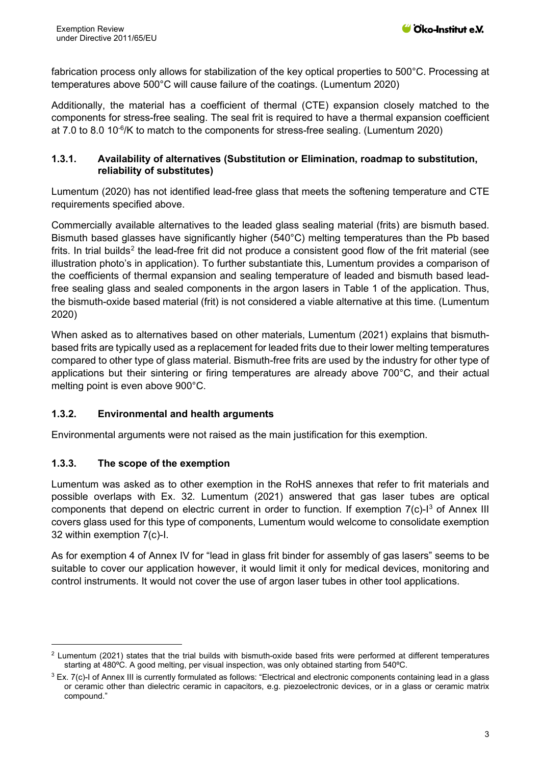fabrication process only allows for stabilization of the key optical properties to 500°C. Processing at temperatures above 500°C will cause failure of the coatings. (Lumentum 2020)

Additionally, the material has a coefficient of thermal (CTE) expansion closely matched to the components for stress-free sealing. The seal frit is required to have a thermal expansion coefficient at 7.0 to 8.0 $10^{-6}$/K to match to the components for stress-free sealing. (Lumentum 2020)

### 1.3.1. Availability of alternatives (Substitution or Elimination, roadmap to substitution, reliability of substitutes)

Lumentum (2020) has not identified lead-free glass that meets the softening temperature and CTE requirements specified above.

Commercially available alternatives to the leaded glass sealing material (frits) are bismuth based. Bismuth based glasses have significantly higher (540°C) melting temperatures than the Pb based frits. In trial builds[2] the lead-free frit did not produce a consistent good flow of the frit material (see illustration photo's in application). To further substantiate this, Lumentum provides a comparison of the coefficients of thermal expansion and sealing temperature of leaded and bismuth based lead-free sealing glass and sealed components in the argon lasers in Table 1 of the application. Thus, the bismuth-oxide based material (frit) is not considered a viable alternative at this time. (Lumentum 2020)

When asked as to alternatives based on other materials, Lumentum (2021) explains that bismuth-based frits are typically used as a replacement for leaded frits due to their lower melting temperatures compared to other type of glass material. Bismuth-free frits are used by the industry for other type of applications but their sintering or firing temperatures are already above 700°C, and their actual melting point is even above 900°C.

### 1.3.2. Environmental and health arguments

Environmental arguments were not raised as the main justification for this exemption.

### 1.3.3. The scope of the exemption

Lumentum was asked as to other exemption in the RoHS annexes that refer to frit materials and possible overlaps with Ex. 32. Lumentum (2021) answered that gas laser tubes are optical components that depend on electric current in order to function. If exemption 7(c)-I[3] of Annex III covers glass used for this type of components, Lumentum would welcome to consolidate exemption 32 within exemption 7(c)-I.

As for exemption 4 of Annex IV for "lead in glass frit binder for assembly of gas lasers" seems to be suitable to cover our application however, it would limit it only for medical devices, monitoring and control instruments. It would not cover the use of argon laser tubes in other tool applications.

---

[2] Lumentum (2021) states that the trial builds with bismuth-oxide based frits were performed at different temperatures starting at 480ºC. A good melting, per visual inspection, was only obtained starting from 540ºC.

[3] Ex. 7(c)-I of Annex III is currently formulated as follows: "Electrical and electronic components containing lead in a glass or ceramic other than dielectric ceramic in capacitors, e.g. piezoelectronic devices, or in a glass or ceramic matrix compound."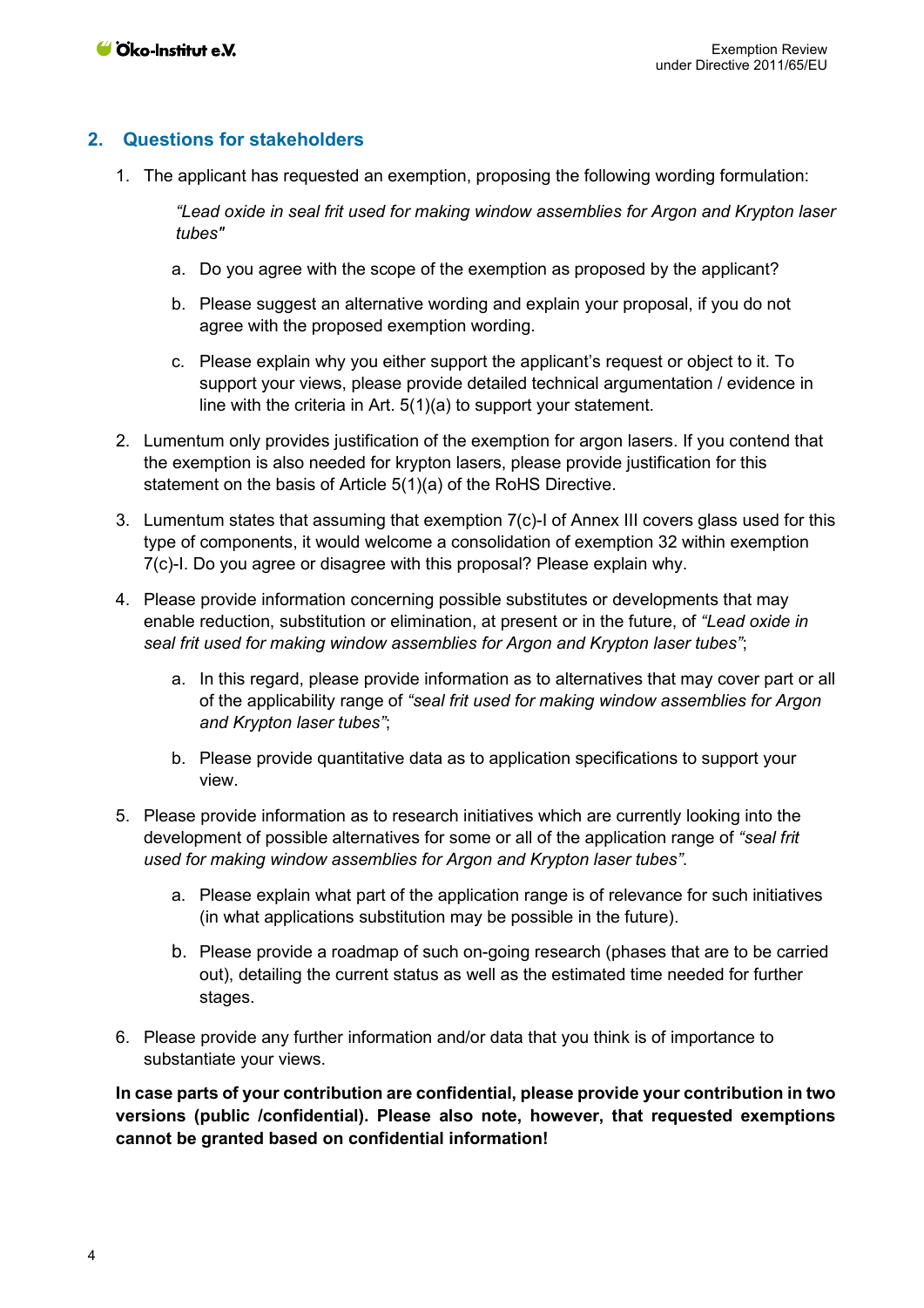## 2. Questions for stakeholders

1. The applicant has requested an exemption, proposing the following wording formulation:

   *"Lead oxide in seal frit used for making window assemblies for Argon and Krypton laser tubes"*

   a. Do you agree with the scope of the exemption as proposed by the applicant?

   b. Please suggest an alternative wording and explain your proposal, if you do not agree with the proposed exemption wording.

   c. Please explain why you either support the applicant's request or object to it. To support your views, please provide detailed technical argumentation / evidence in line with the criteria in Art. 5(1)(a) to support your statement.

2. Lumentum only provides justification of the exemption for argon lasers. If you contend that the exemption is also needed for krypton lasers, please provide justification for this statement on the basis of Article 5(1)(a) of the RoHS Directive.

3. Lumentum states that assuming that exemption 7(c)-I of Annex III covers glass used for this type of components, it would welcome a consolidation of exemption 32 within exemption 7(c)-I. Do you agree or disagree with this proposal? Please explain why.

4. Please provide information concerning possible substitutes or developments that may enable reduction, substitution or elimination, at present or in the future, of *"Lead oxide in seal frit used for making window assemblies for Argon and Krypton laser tubes"*;

   a. In this regard, please provide information as to alternatives that may cover part or all of the applicability range of *"seal frit used for making window assemblies for Argon and Krypton laser tubes"*;

   b. Please provide quantitative data as to application specifications to support your view.

5. Please provide information as to research initiatives which are currently looking into the development of possible alternatives for some or all of the application range of *"seal frit used for making window assemblies for Argon and Krypton laser tubes"*.

   a. Please explain what part of the application range is of relevance for such initiatives (in what applications substitution may be possible in the future).

   b. Please provide a roadmap of such on-going research (phases that are to be carried out), detailing the current status as well as the estimated time needed for further stages.

6. Please provide any further information and/or data that you think is of importance to substantiate your views.

**In case parts of your contribution are confidential, please provide your contribution in two versions (public /confidential). Please also note, however, that requested exemptions cannot be granted based on confidential information!**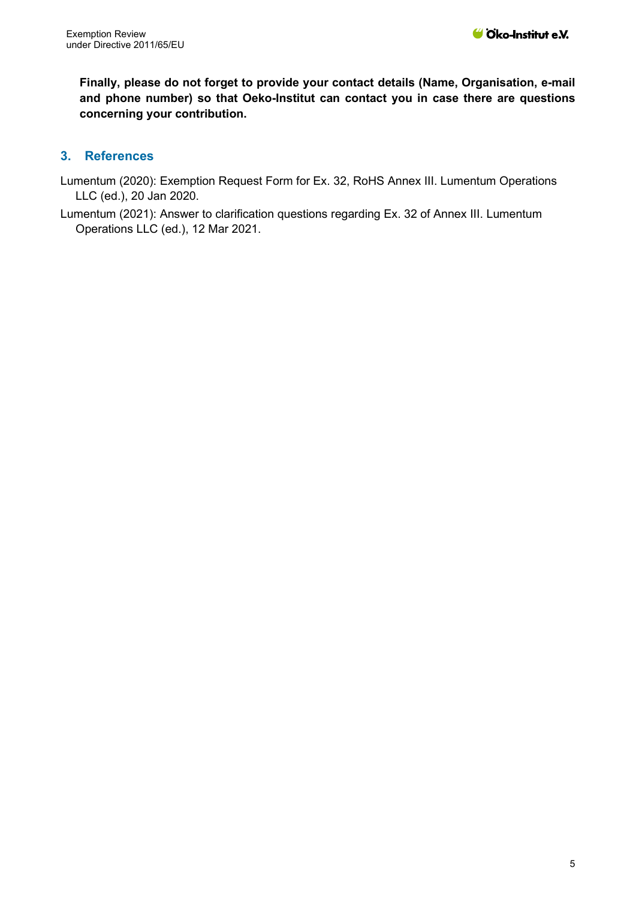**Finally, please do not forget to provide your contact details (Name, Organisation, e-mail and phone number) so that Oeko-Institut can contact you in case there are questions concerning your contribution.**

## 3. References

Lumentum (2020): Exemption Request Form for Ex. 32, RoHS Annex III. Lumentum Operations LLC (ed.), 20 Jan 2020.

Lumentum (2021): Answer to clarification questions regarding Ex. 32 of Annex III. Lumentum Operations LLC (ed.), 12 Mar 2021.